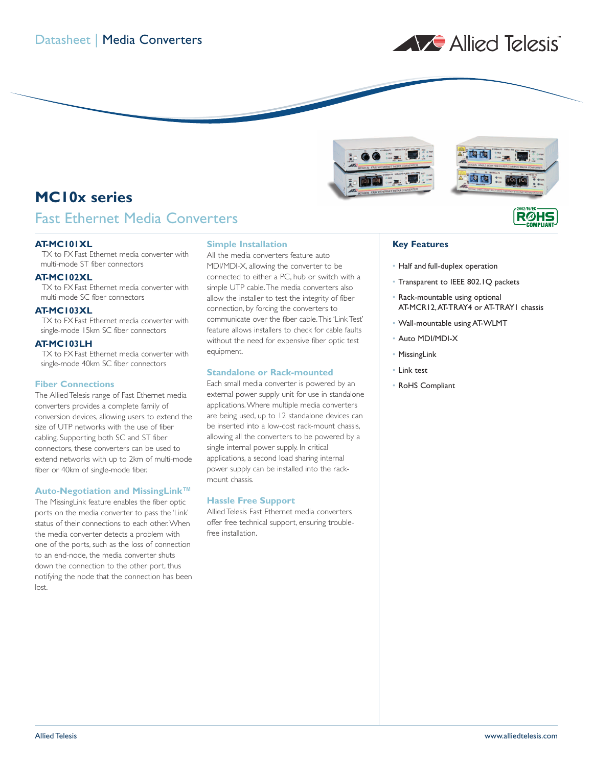Datasheet | Media Converters

# MC10x series

## Fast Ethernet Media Converters

### AT-MC101XL

TX to FX Fast Ethernet media converter with multi-mode ST fiber connectors

### AT-MC102XL

TX to FX Fast Ethernet media converter with multi-mode SC fiber connectors

### AT-MC103XL

TX to FX Fast Ethernet media converter with single-mode 15km SC fiber connectors

### AT-MC103LH

TX to FX Fast Ethernet media converter with single-mode 40km SC fiber connectors

### Fiber Connections

The Allied Telesis range of Fast Ethernet media converters provides a complete family of conversion devices, allowing users to extend the size of UTP networks with the use of fiber cabling. Supporting both SC and ST fiber connectors, these converters can be used to extend networks with up to 2km of multi-mode fiber or 40km of single-mode fiber.

### Auto-Negotiation and MissingLink™

The MissingLink feature enables the fiber optic ports on the media converter to pass the 'Link' status of their connections to each other. When the media converter detects a problem with one of the ports, such as the loss of connection to an end-node, the media converter shuts down the connection to the other port, thus notifying the node that the connection has been lost.

### Simple Installation

All the media converters feature auto MDI/MDI-X, allowing the converter to be connected to either a PC, hub or switch with a simple UTP cable. The media converters also allow the installer to test the integrity of fiber connection, by forcing the converters to communicate over the fiber cable. This 'Link Test' feature allows installers to check for cable faults without the need for expensive fiber optic test equipment.

### Standalone or Rack-mounted

Each small media converter is powered by an external power supply unit for use in standalone applications. Where multiple media converters are being used, up to 12 standalone devices can be inserted into a low-cost rack-mount chassis, allowing all the converters to be powered by a single internal power supply. In critical applications, a second load sharing internal power supply can be installed into the rack-mount chassis.

### Hassle Free Support

Allied Telesis Fast Ethernet media converters offer free technical support, ensuring trouble-free installation.

### Key Features

- Half and full-duplex operation
- Transparent to IEEE 802.1Q packets
- Rack-mountable using optional AT-MCR12, AT-TRAY4 or AT-TRAY1 chassis
- Wall-mountable using AT-WLMT
- Auto MDI/MDI-X
- MissingLink
- Link test
- RoHS Compliant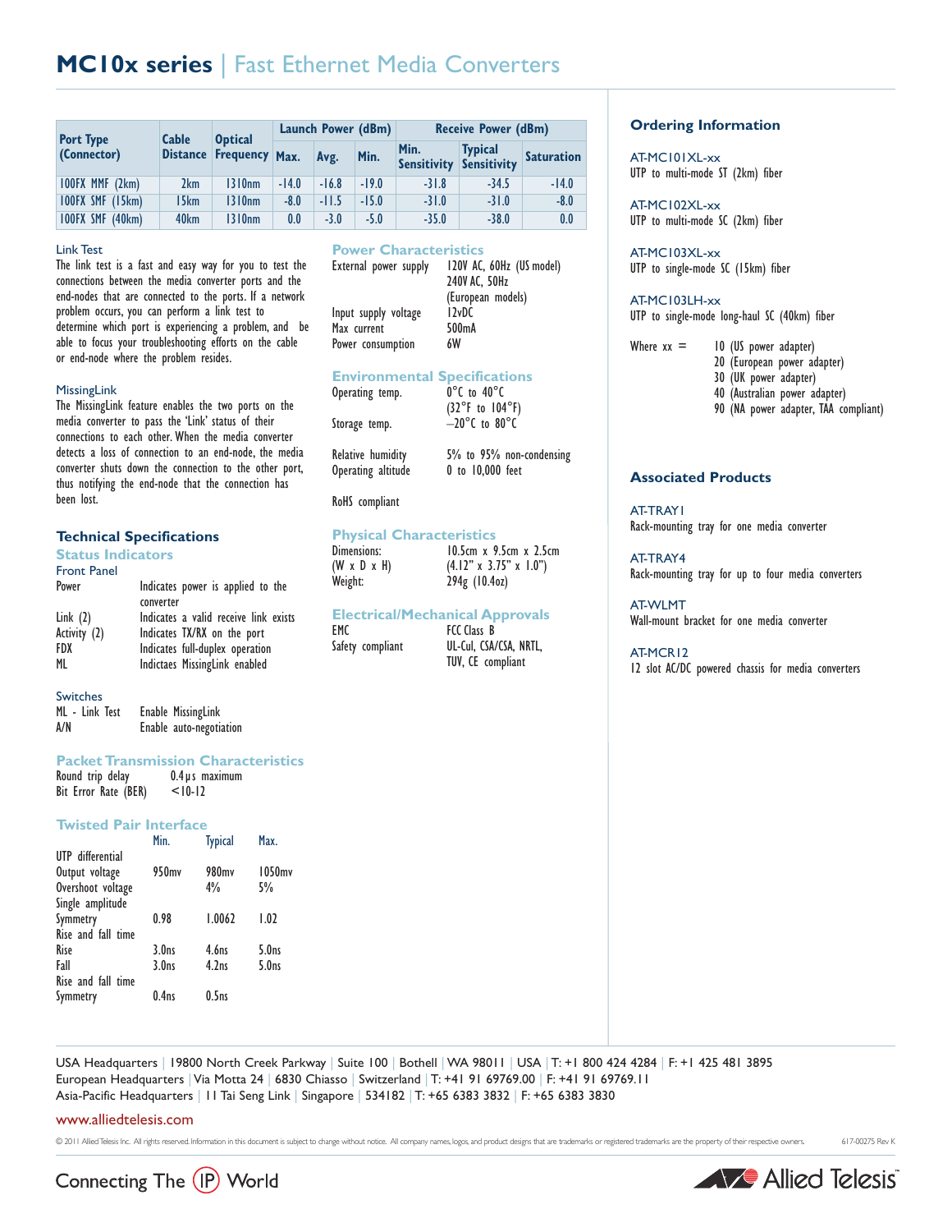# MC10x series | Fast Ethernet Media Converters

| Port Type (Connector) | Cable Distance | Optical Frequency | Launch Power (dBm) | | | Receive Power (dBm) | | |
|---|---|---|---|---|---|---|---|---|
| | | | Max. | Avg. | Min. | Min. Sensitivity | Typical Sensitivity | Saturation |
| 100FX MMF (2km) | 2km | 1310nm | -14.0 | -16.8 | -19.0 | -31.8 | -34.5 | -14.0 |
| 100FX SMF (15km) | 15km | 1310nm | -8.0 | -11.5 | -15.0 | -31.0 | -31.0 | -8.0 |
| 100FX SMF (40km) | 40km | 1310nm | 0.0 | -3.0 | -5.0 | -35.0 | -38.0 | 0.0 |

### Link Test

The link test is a fast and easy way for you to test the connections between the media converter ports and the end-nodes that are connected to the ports. If a network problem occurs, you can perform a link test to determine which port is experiencing a problem, and be able to focus your troubleshooting efforts on the cable or end-node where the problem resides.

### MissingLink

The MissingLink feature enables the two ports on the media converter to pass the 'Link' status of their connections to each other. When the media converter detects a loss of connection to an end-node, the media converter shuts down the connection to the other port, thus notifying the end-node that the connection has been lost.

## Technical Specifications

### Status Indicators

#### Front Panel

| | |
|---|---|
| Power | Indicates power is applied to the converter |
| Link (2) | Indicates a valid receive link exists |
| Activity (2) | Indicates TX/RX on the port |
| FDX | Indicates full-duplex operation |
| ML | Indictaes MissingLink enabled |

#### Switches

| | |
|---|---|
| ML - Link Test | Enable MissingLink |
| A/N | Enable auto-negotiation |

### Packet Transmission Characteristics

| | |
|---|---|
| Round trip delay | 0.4µs maximum |
| Bit Error Rate (BER) | <10-12 |

### Twisted Pair Interface

| | Min. | Typical | Max. |
|---|---|---|---|
| UTP differential | | | |
| Output voltage | 950mv | 980mv | 1050mv |
| Overshoot voltage | | 4% | 5% |
| Single amplitude | | | |
| Symmetry | 0.98 | 1.0062 | 1.02 |
| Rise and fall time | | | |
| Rise | 3.0ns | 4.6ns | 5.0ns |
| Fall | 3.0ns | 4.2ns | 5.0ns |
| Rise and fall time | | | |
| Symmetry | 0.4ns | 0.5ns | |

### Power Characteristics

| | |
|---|---|
| External power supply | 120V AC, 60Hz (US model)<br>240V AC, 50Hz (European models) |
| Input supply voltage | 12vDC |
| Max current | 500mA |
| Power consumption | 6W |

### Environmental Specifications

| | |
|---|---|
| Operating temp. | 0°C to 40°C (32°F to 104°F) |
| Storage temp. | –20°C to 80°C |
| Relative humidity | 5% to 95% non-condensing |
| Operating altitude | 0 to 10,000 feet |

RoHS compliant

### Physical Characteristics

| | |
|---|---|
| Dimensions: (W x D x H) | 10.5cm x 9.5cm x 2.5cm (4.12" x 3.75" x 1.0") |
| Weight: | 294g (10.4oz) |

### Electrical/Mechanical Approvals

| | |
|---|---|
| EMC | FCC Class B |
| Safety compliant | UL-Cul, CSA/CSA, NRTL, TUV, CE compliant |

## Ordering Information

**AT-MC101XL-xx**
UTP to multi-mode ST (2km) fiber

**AT-MC102XL-xx**
UTP to multi-mode SC (2km) fiber

**AT-MC103XL-xx**
UTP to single-mode SC (15km) fiber

**AT-MC103LH-xx**
UTP to single-mode long-haul SC (40km) fiber

Where xx =
- 10 (US power adapter)
- 20 (European power adapter)
- 30 (UK power adapter)
- 40 (Australian power adapter)
- 90 (NA power adapter, TAA compliant)

## Associated Products

**AT-TRAY1**
Rack-mounting tray for one media converter

**AT-TRAY4**
Rack-mounting tray for up to four media converters

**AT-WLMT**
Wall-mount bracket for one media converter

**AT-MCR12**
12 slot AC/DC powered chassis for media converters

USA Headquarters | 19800 North Creek Parkway | Suite 100 | Bothell | WA 98011 | USA | T: +1 800 424 4284 | F: +1 425 481 3895
European Headquarters | Via Motta 24 | 6830 Chiasso | Switzerland | T: +41 91 69769.00 | F: +41 91 69769.11
Asia-Pacific Headquarters | 11 Tai Seng Link | Singapore | 534182 | T: +65 6383 3832 | F: +65 6383 3830

www.alliedtelesis.com

© 2011 Allied Telesis Inc. All rights reserved. Information in this document is subject to change without notice. All company names, logos, and product designs that are trademarks or registered trademarks are the property of their respective owners. 617-00275 Rev K

Connecting The IP World

Allied Telesis